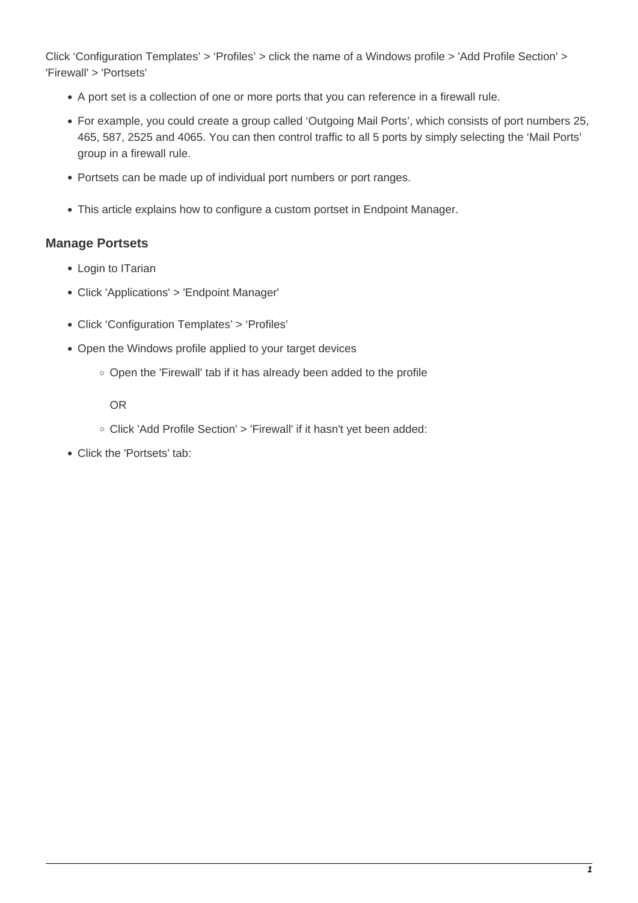Click ‘Configuration Templates’ > ‘Profiles’ > click the name of a Windows profile > 'Add Profile Section' > 'Firewall' > 'Portsets'

- A port set is a collection of one or more ports that you can reference in a firewall rule.
- For example, you could create a group called ‘Outgoing Mail Ports’, which consists of port numbers 25, 465, 587, 2525 and 4065. You can then control traffic to all 5 ports by simply selecting the ‘Mail Ports’ group in a firewall rule.
- Portsets can be made up of individual port numbers or port ranges.
- This article explains how to configure a custom portset in Endpoint Manager.

### Manage Portsets

- Login to ITarian
- Click 'Applications' > 'Endpoint Manager'
- Click ‘Configuration Templates’ > ‘Profiles’
- Open the Windows profile applied to your target devices
  - Open the 'Firewall' tab if it has already been added to the profile

    OR

  - Click 'Add Profile Section' > 'Firewall' if it hasn't yet been added:
- Click the 'Portsets' tab: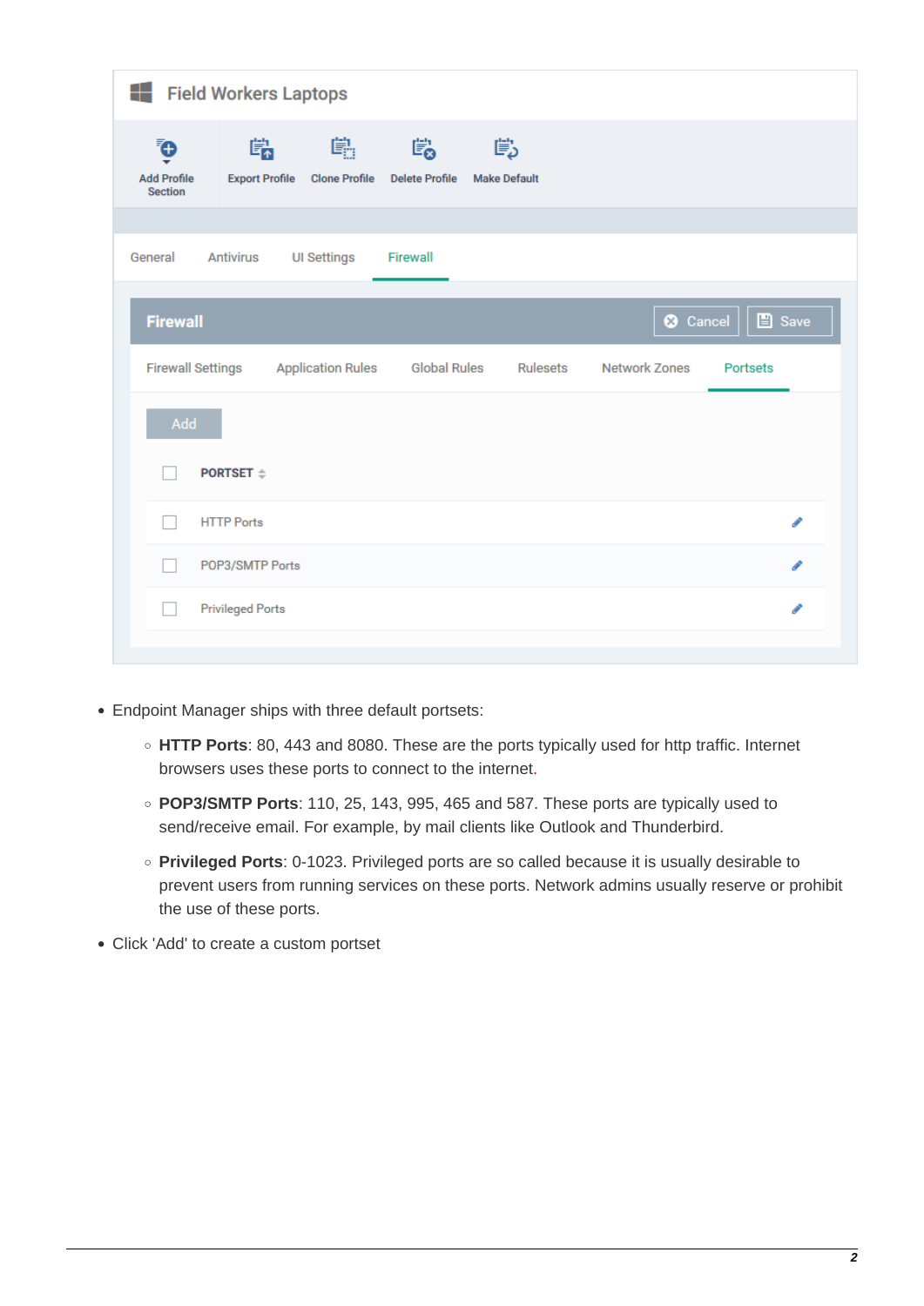- Endpoint Manager ships with three default portsets:
  - **HTTP Ports**: 80, 443 and 8080. These are the ports typically used for http traffic. Internet browsers uses these ports to connect to the internet.
  - **POP3/SMTP Ports**: 110, 25, 143, 995, 465 and 587. These ports are typically used to send/receive email. For example, by mail clients like Outlook and Thunderbird.
  - **Privileged Ports**: 0-1023. Privileged ports are so called because it is usually desirable to prevent users from running services on these ports. Network admins usually reserve or prohibit the use of these ports.
- Click 'Add' to create a custom portset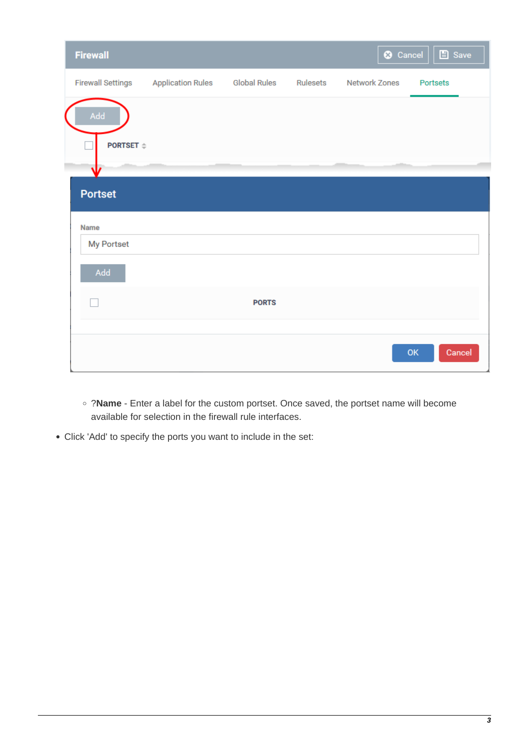- ?**Name** - Enter a label for the custom portset. Once saved, the portset name will become available for selection in the firewall rule interfaces.

- Click 'Add' to specify the ports you want to include in the set: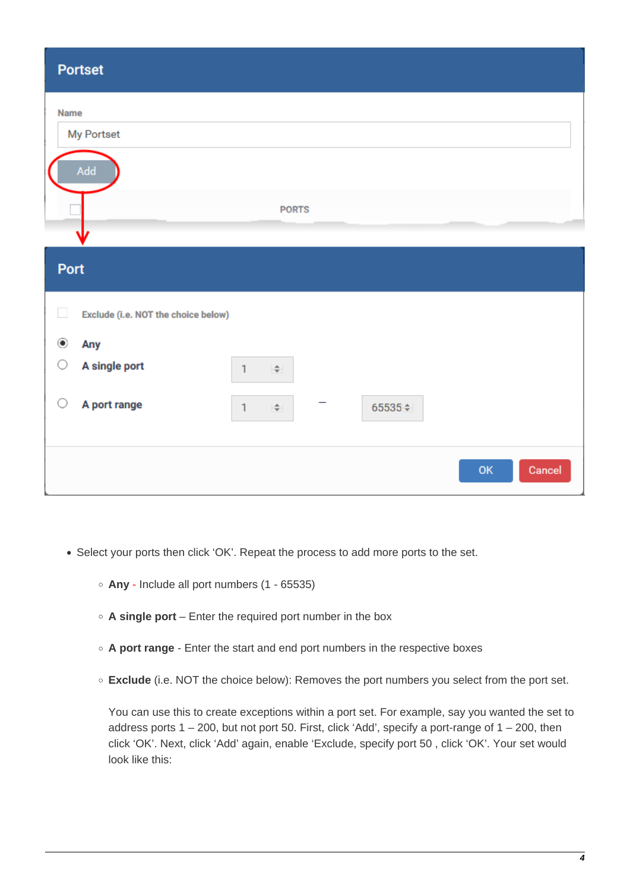- Select your ports then click 'OK'. Repeat the process to add more ports to the set.
    - **Any** - Include all port numbers (1 - 65535)
    - **A single port** – Enter the required port number in the box
    - **A port range** - Enter the start and end port numbers in the respective boxes
    - **Exclude** (i.e. NOT the choice below): Removes the port numbers you select from the port set.

      You can use this to create exceptions within a port set. For example, say you wanted the set to address ports 1 – 200, but not port 50. First, click 'Add', specify a port-range of 1 – 200, then click 'OK'. Next, click 'Add' again, enable 'Exclude, specify port 50 , click 'OK'. Your set would look like this: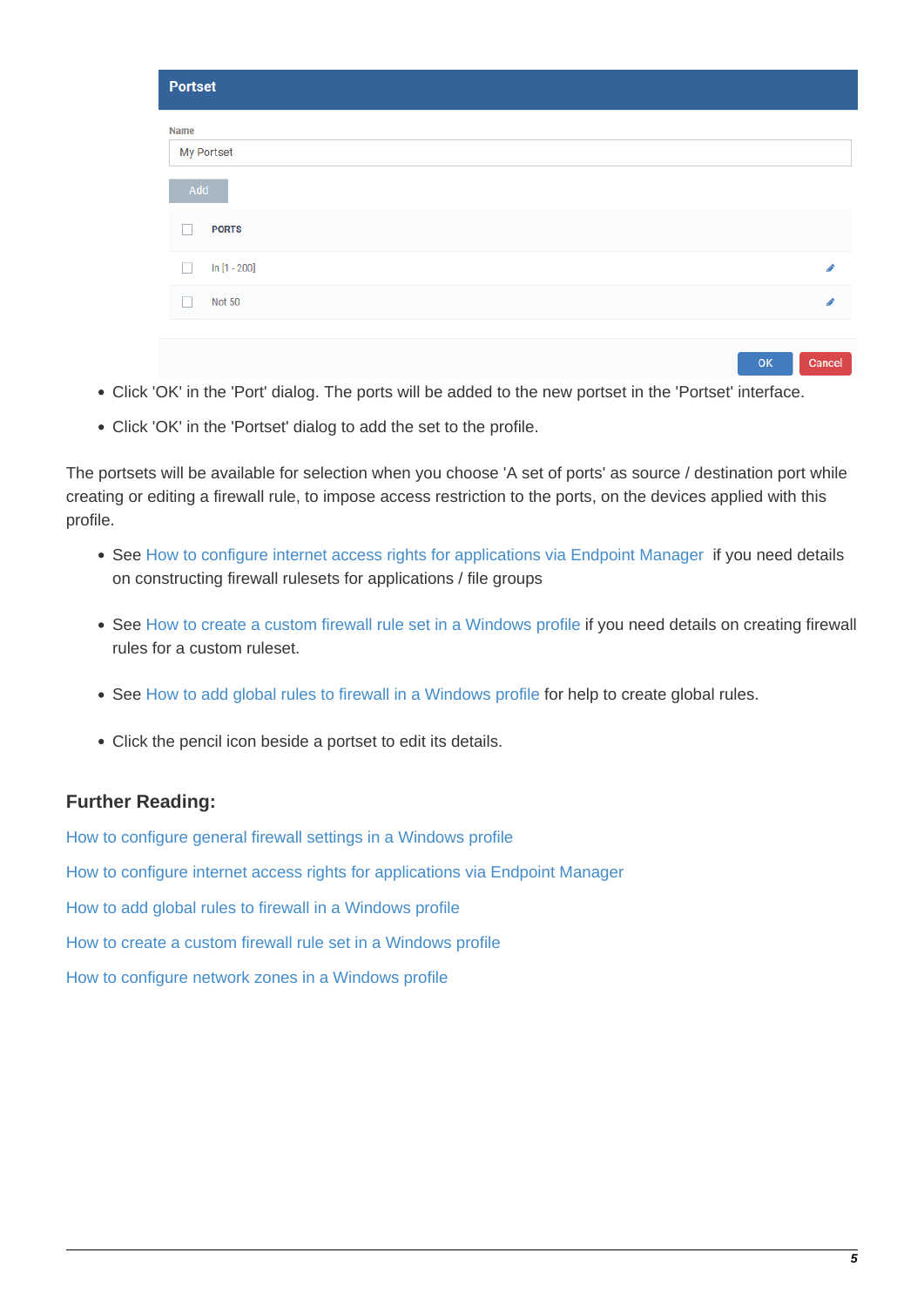- Click 'OK' in the 'Port' dialog. The ports will be added to the new portset in the 'Portset' interface.
- Click 'OK' in the 'Portset' dialog to add the set to the profile.

The portsets will be available for selection when you choose 'A set of ports' as source / destination port while creating or editing a firewall rule, to impose access restriction to the ports, on the devices applied with this profile.

- See How to configure internet access rights for applications via Endpoint Manager if you need details on constructing firewall rulesets for applications / file groups
- See How to create a custom firewall rule set in a Windows profile if you need details on creating firewall rules for a custom ruleset.
- See How to add global rules to firewall in a Windows profile for help to create global rules.
- Click the pencil icon beside a portset to edit its details.

### Further Reading:

How to configure general firewall settings in a Windows profile

How to configure internet access rights for applications via Endpoint Manager

How to add global rules to firewall in a Windows profile

How to create a custom firewall rule set in a Windows profile

How to configure network zones in a Windows profile